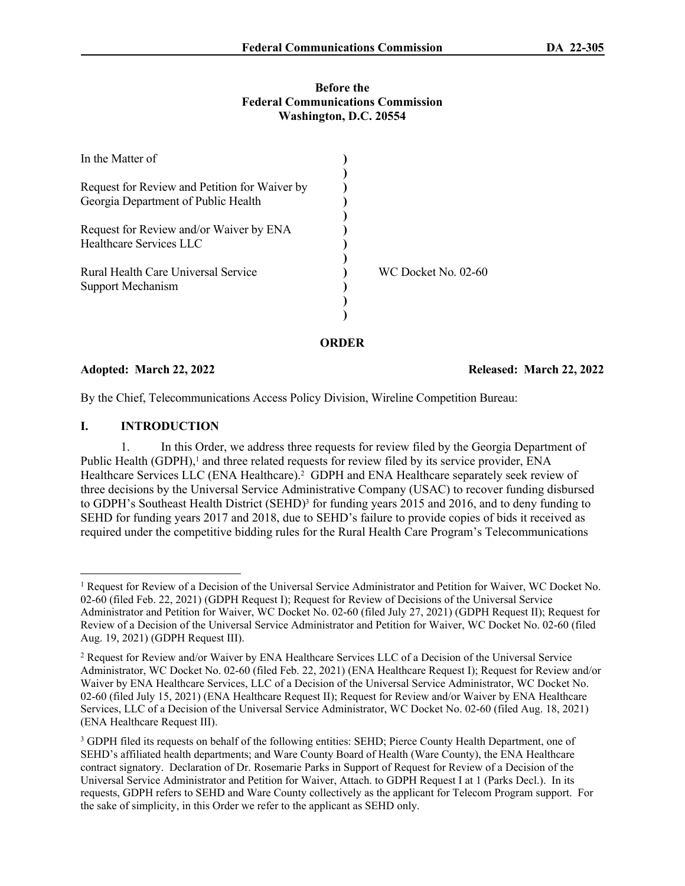**Before the**
**Federal Communications Commission**
**Washington, D.C. 20554**

| | | |
|---|---|---|
| In the Matter of | ) | |
| | ) | |
| Request for Review and Petition for Waiver by Georgia Department of Public Health | ) | |
| | ) | |
| Request for Review and/or Waiver by ENA Healthcare Services LLC | ) | |
| | ) | |
| Rural Health Care Universal Service Support Mechanism | ) | WC Docket No. 02-60 |
| | ) | |

**ORDER**

**Adopted: March 22, 2022** **Released: March 22, 2022**

By the Chief, Telecommunications Access Policy Division, Wireline Competition Bureau:

## I. INTRODUCTION

1. In this Order, we address three requests for review filed by the Georgia Department of Public Health (GDPH),[1] and three related requests for review filed by its service provider, ENA Healthcare Services LLC (ENA Healthcare).[2] GDPH and ENA Healthcare separately seek review of three decisions by the Universal Service Administrative Company (USAC) to recover funding disbursed to GDPH's Southeast Health District (SEHD)[3] for funding years 2015 and 2016, and to deny funding to SEHD for funding years 2017 and 2018, due to SEHD's failure to provide copies of bids it received as required under the competitive bidding rules for the Rural Health Care Program's Telecommunications

---

[1] Request for Review of a Decision of the Universal Service Administrator and Petition for Waiver, WC Docket No. 02-60 (filed Feb. 22, 2021) (GDPH Request I); Request for Review of Decisions of the Universal Service Administrator and Petition for Waiver, WC Docket No. 02-60 (filed July 27, 2021) (GDPH Request II); Request for Review of a Decision of the Universal Service Administrator and Petition for Waiver, WC Docket No. 02-60 (filed Aug. 19, 2021) (GDPH Request III).

[2] Request for Review and/or Waiver by ENA Healthcare Services LLC of a Decision of the Universal Service Administrator, WC Docket No. 02-60 (filed Feb. 22, 2021) (ENA Healthcare Request I); Request for Review and/or Waiver by ENA Healthcare Services, LLC of a Decision of the Universal Service Administrator, WC Docket No. 02-60 (filed July 15, 2021) (ENA Healthcare Request II); Request for Review and/or Waiver by ENA Healthcare Services, LLC of a Decision of the Universal Service Administrator, WC Docket No. 02-60 (filed Aug. 18, 2021) (ENA Healthcare Request III).

[3] GDPH filed its requests on behalf of the following entities: SEHD; Pierce County Health Department, one of SEHD's affiliated health departments; and Ware County Board of Health (Ware County), the ENA Healthcare contract signatory. Declaration of Dr. Rosemarie Parks in Support of Request for Review of a Decision of the Universal Service Administrator and Petition for Waiver, Attach. to GDPH Request I at 1 (Parks Decl.). In its requests, GDPH refers to SEHD and Ware County collectively as the applicant for Telecom Program support. For the sake of simplicity, in this Order we refer to the applicant as SEHD only.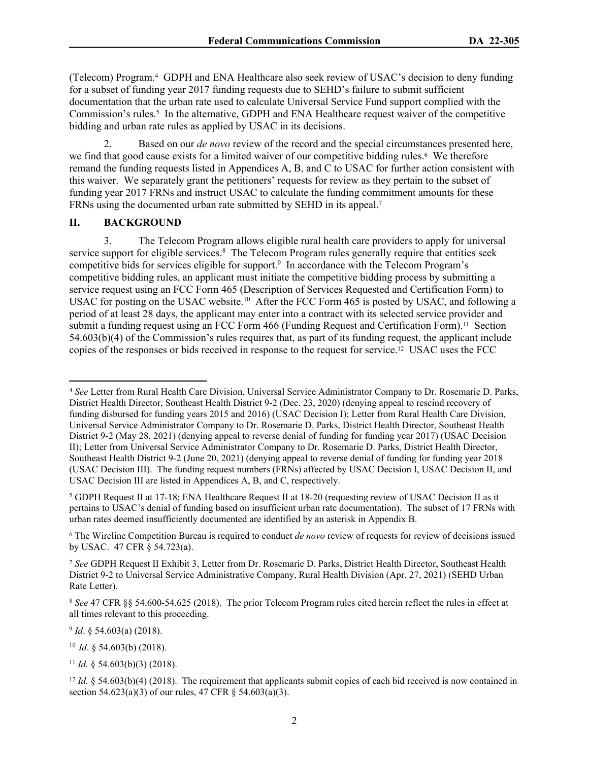(Telecom) Program.[4] GDPH and ENA Healthcare also seek review of USAC's decision to deny funding for a subset of funding year 2017 funding requests due to SEHD's failure to submit sufficient documentation that the urban rate used to calculate Universal Service Fund support complied with the Commission's rules.[5] In the alternative, GDPH and ENA Healthcare request waiver of the competitive bidding and urban rate rules as applied by USAC in its decisions.

2. Based on our *de novo* review of the record and the special circumstances presented here, we find that good cause exists for a limited waiver of our competitive bidding rules.[6] We therefore remand the funding requests listed in Appendices A, B, and C to USAC for further action consistent with this waiver. We separately grant the petitioners' requests for review as they pertain to the subset of funding year 2017 FRNs and instruct USAC to calculate the funding commitment amounts for these FRNs using the documented urban rate submitted by SEHD in its appeal.[7]

## II. BACKGROUND

3. The Telecom Program allows eligible rural health care providers to apply for universal service support for eligible services.[8] The Telecom Program rules generally require that entities seek competitive bids for services eligible for support.[9] In accordance with the Telecom Program's competitive bidding rules, an applicant must initiate the competitive bidding process by submitting a service request using an FCC Form 465 (Description of Services Requested and Certification Form) to USAC for posting on the USAC website.[10] After the FCC Form 465 is posted by USAC, and following a period of at least 28 days, the applicant may enter into a contract with its selected service provider and submit a funding request using an FCC Form 466 (Funding Request and Certification Form).[11] Section 54.603(b)(4) of the Commission's rules requires that, as part of its funding request, the applicant include copies of the responses or bids received in response to the request for service.[12] USAC uses the FCC

---

[4] *See* Letter from Rural Health Care Division, Universal Service Administrator Company to Dr. Rosemarie D. Parks, District Health Director, Southeast Health District 9-2 (Dec. 23, 2020) (denying appeal to rescind recovery of funding disbursed for funding years 2015 and 2016) (USAC Decision I); Letter from Rural Health Care Division, Universal Service Administrator Company to Dr. Rosemarie D. Parks, District Health Director, Southeast Health District 9-2 (May 28, 2021) (denying appeal to reverse denial of funding for funding year 2017) (USAC Decision II); Letter from Universal Service Administrator Company to Dr. Rosemarie D. Parks, District Health Director, Southeast Health District 9-2 (June 20, 2021) (denying appeal to reverse denial of funding for funding year 2018 (USAC Decision III). The funding request numbers (FRNs) affected by USAC Decision I, USAC Decision II, and USAC Decision III are listed in Appendices A, B, and C, respectively.

[5] GDPH Request II at 17-18; ENA Healthcare Request II at 18-20 (requesting review of USAC Decision II as it pertains to USAC's denial of funding based on insufficient urban rate documentation). The subset of 17 FRNs with urban rates deemed insufficiently documented are identified by an asterisk in Appendix B.

[6] The Wireline Competition Bureau is required to conduct *de novo* review of requests for review of decisions issued by USAC. 47 CFR § 54.723(a).

[7] *See* GDPH Request II Exhibit 3, Letter from Dr. Rosemarie D. Parks, District Health Director, Southeast Health District 9-2 to Universal Service Administrative Company, Rural Health Division (Apr. 27, 2021) (SEHD Urban Rate Letter).

[8] *See* 47 CFR §§ 54.600-54.625 (2018). The prior Telecom Program rules cited herein reflect the rules in effect at all times relevant to this proceeding.

[9] *Id*. § 54.603(a) (2018).

[10] *Id*. § 54.603(b) (2018).

[11] *Id.* § 54.603(b)(3) (2018).

[12] *Id.* § 54.603(b)(4) (2018). The requirement that applicants submit copies of each bid received is now contained in section 54.623(a)(3) of our rules, 47 CFR § 54.603(a)(3).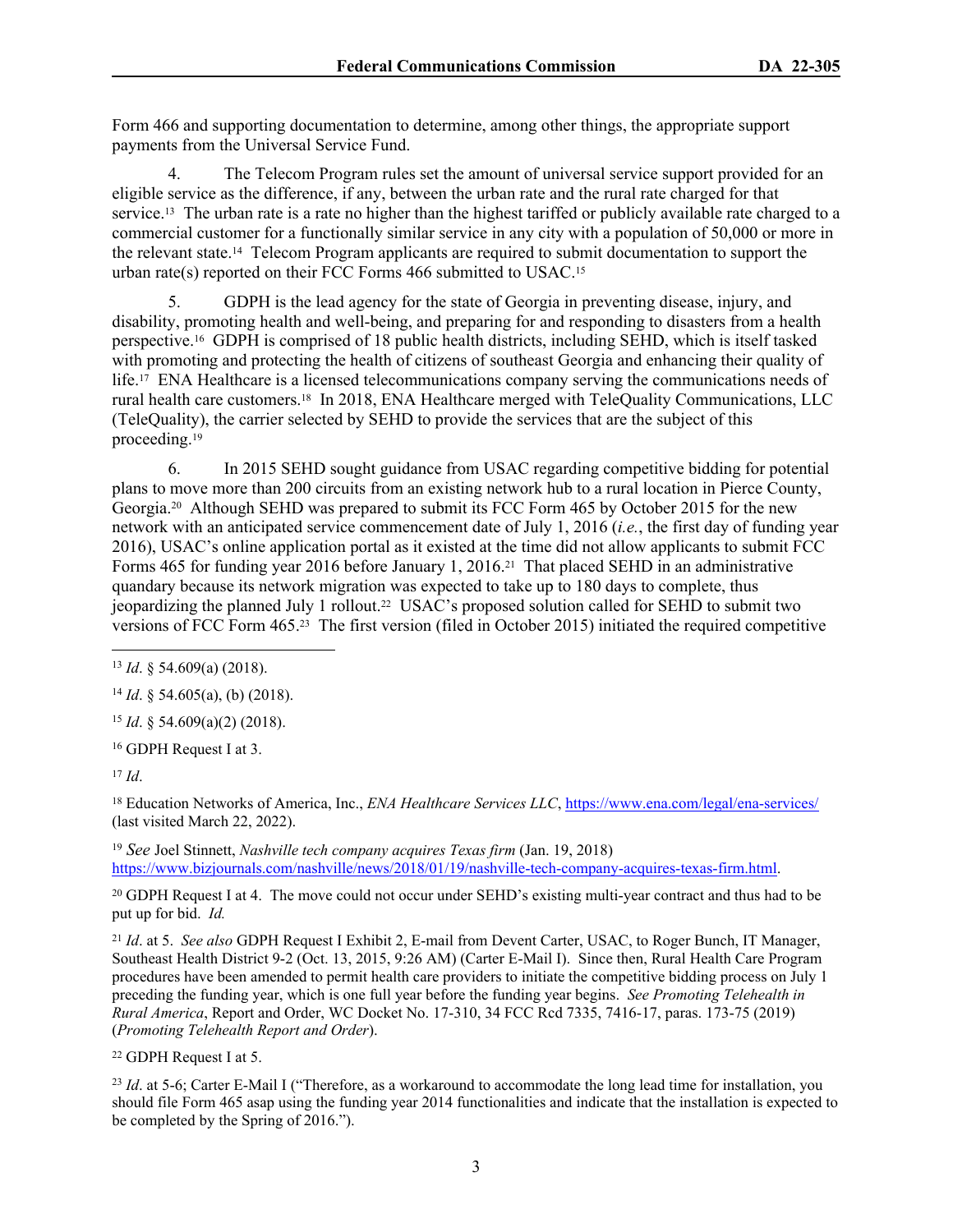Form 466 and supporting documentation to determine, among other things, the appropriate support payments from the Universal Service Fund.

4. The Telecom Program rules set the amount of universal service support provided for an eligible service as the difference, if any, between the urban rate and the rural rate charged for that service.[13] The urban rate is a rate no higher than the highest tariffed or publicly available rate charged to a commercial customer for a functionally similar service in any city with a population of 50,000 or more in the relevant state.[14] Telecom Program applicants are required to submit documentation to support the urban rate(s) reported on their FCC Forms 466 submitted to USAC.[15]

5. GDPH is the lead agency for the state of Georgia in preventing disease, injury, and disability, promoting health and well-being, and preparing for and responding to disasters from a health perspective.[16] GDPH is comprised of 18 public health districts, including SEHD, which is itself tasked with promoting and protecting the health of citizens of southeast Georgia and enhancing their quality of life.[17] ENA Healthcare is a licensed telecommunications company serving the communications needs of rural health care customers.[18] In 2018, ENA Healthcare merged with TeleQuality Communications, LLC (TeleQuality), the carrier selected by SEHD to provide the services that are the subject of this proceeding.[19]

6. In 2015 SEHD sought guidance from USAC regarding competitive bidding for potential plans to move more than 200 circuits from an existing network hub to a rural location in Pierce County, Georgia.[20] Although SEHD was prepared to submit its FCC Form 465 by October 2015 for the new network with an anticipated service commencement date of July 1, 2016 (*i.e.*, the first day of funding year 2016), USAC's online application portal as it existed at the time did not allow applicants to submit FCC Forms 465 for funding year 2016 before January 1, 2016.[21] That placed SEHD in an administrative quandary because its network migration was expected to take up to 180 days to complete, thus jeopardizing the planned July 1 rollout.[22] USAC's proposed solution called for SEHD to submit two versions of FCC Form 465.[23] The first version (filed in October 2015) initiated the required competitive

---

[13] *Id*. § 54.609(a) (2018).

[14] *Id*. § 54.605(a), (b) (2018).

[15] *Id*. § 54.609(a)(2) (2018).

[16] GDPH Request I at 3.

[17] *Id*.

[18] Education Networks of America, Inc., *ENA Healthcare Services LLC*, https://www.ena.com/legal/ena-services/ (last visited March 22, 2022).

[19] *See* Joel Stinnett, *Nashville tech company acquires Texas firm* (Jan. 19, 2018) https://www.bizjournals.com/nashville/news/2018/01/19/nashville-tech-company-acquires-texas-firm.html.

[20] GDPH Request I at 4. The move could not occur under SEHD's existing multi-year contract and thus had to be put up for bid. *Id.*

[21] *Id*. at 5. *See also* GDPH Request I Exhibit 2, E-mail from Devent Carter, USAC, to Roger Bunch, IT Manager, Southeast Health District 9-2 (Oct. 13, 2015, 9:26 AM) (Carter E-Mail I). Since then, Rural Health Care Program procedures have been amended to permit health care providers to initiate the competitive bidding process on July 1 preceding the funding year, which is one full year before the funding year begins. *See Promoting Telehealth in Rural America*, Report and Order, WC Docket No. 17-310, 34 FCC Rcd 7335, 7416-17, paras. 173-75 (2019) (*Promoting Telehealth Report and Order*).

[22] GDPH Request I at 5.

[23] *Id*. at 5-6; Carter E-Mail I ("Therefore, as a workaround to accommodate the long lead time for installation, you should file Form 465 asap using the funding year 2014 functionalities and indicate that the installation is expected to be completed by the Spring of 2016.").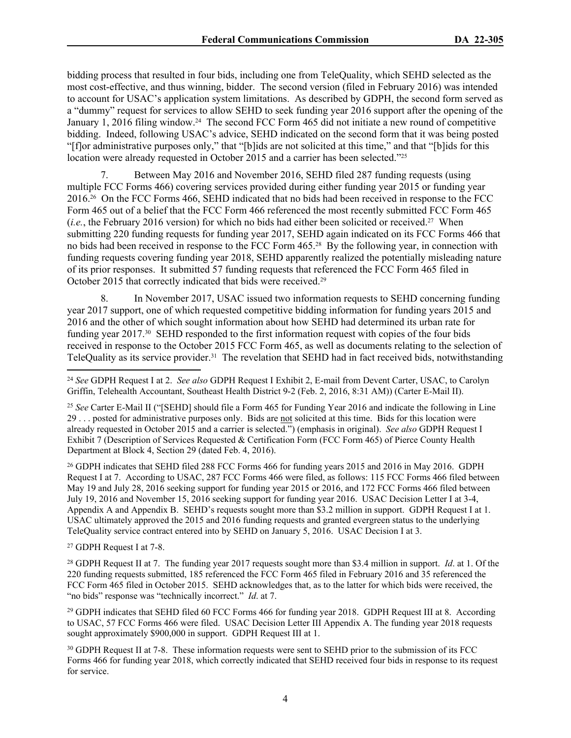bidding process that resulted in four bids, including one from TeleQuality, which SEHD selected as the most cost-effective, and thus winning, bidder. The second version (filed in February 2016) was intended to account for USAC's application system limitations. As described by GDPH, the second form served as a "dummy" request for services to allow SEHD to seek funding year 2016 support after the opening of the January 1, 2016 filing window.[24] The second FCC Form 465 did not initiate a new round of competitive bidding. Indeed, following USAC's advice, SEHD indicated on the second form that it was being posted "[f]or administrative purposes only," that "[b]ids are not solicited at this time," and that "[b]ids for this location were already requested in October 2015 and a carrier has been selected."[25]

7. Between May 2016 and November 2016, SEHD filed 287 funding requests (using multiple FCC Forms 466) covering services provided during either funding year 2015 or funding year 2016.[26] On the FCC Forms 466, SEHD indicated that no bids had been received in response to the FCC Form 465 out of a belief that the FCC Form 466 referenced the most recently submitted FCC Form 465 (*i.e.*, the February 2016 version) for which no bids had either been solicited or received.[27] When submitting 220 funding requests for funding year 2017, SEHD again indicated on its FCC Forms 466 that no bids had been received in response to the FCC Form 465.[28] By the following year, in connection with funding requests covering funding year 2018, SEHD apparently realized the potentially misleading nature of its prior responses. It submitted 57 funding requests that referenced the FCC Form 465 filed in October 2015 that correctly indicated that bids were received.[29]

8. In November 2017, USAC issued two information requests to SEHD concerning funding year 2017 support, one of which requested competitive bidding information for funding years 2015 and 2016 and the other of which sought information about how SEHD had determined its urban rate for funding year 2017.[30] SEHD responded to the first information request with copies of the four bids received in response to the October 2015 FCC Form 465, as well as documents relating to the selection of TeleQuality as its service provider.[31] The revelation that SEHD had in fact received bids, notwithstanding

---

[24] *See* GDPH Request I at 2. *See also* GDPH Request I Exhibit 2, E-mail from Devent Carter, USAC, to Carolyn Griffin, Telehealth Accountant, Southeast Health District 9-2 (Feb. 2, 2016, 8:31 AM)) (Carter E-Mail II).

[25] *See* Carter E-Mail II ("[SEHD] should file a Form 465 for Funding Year 2016 and indicate the following in Line 29 . . . posted for administrative purposes only. Bids are not solicited at this time. Bids for this location were already requested in October 2015 and a carrier is selected.") (emphasis in original). *See also* GDPH Request I Exhibit 7 (Description of Services Requested & Certification Form (FCC Form 465) of Pierce County Health Department at Block 4, Section 29 (dated Feb. 4, 2016).

[26] GDPH indicates that SEHD filed 288 FCC Forms 466 for funding years 2015 and 2016 in May 2016. GDPH Request I at 7. According to USAC, 287 FCC Forms 466 were filed, as follows: 115 FCC Forms 466 filed between May 19 and July 28, 2016 seeking support for funding year 2015 or 2016, and 172 FCC Forms 466 filed between July 19, 2016 and November 15, 2016 seeking support for funding year 2016. USAC Decision Letter I at 3-4, Appendix A and Appendix B. SEHD's requests sought more than \$3.2 million in support. GDPH Request I at 1. USAC ultimately approved the 2015 and 2016 funding requests and granted evergreen status to the underlying TeleQuality service contract entered into by SEHD on January 5, 2016. USAC Decision I at 3.

[27] GDPH Request I at 7-8.

[28] GDPH Request II at 7. The funding year 2017 requests sought more than \$3.4 million in support. *Id*. at 1. Of the 220 funding requests submitted, 185 referenced the FCC Form 465 filed in February 2016 and 35 referenced the FCC Form 465 filed in October 2015. SEHD acknowledges that, as to the latter for which bids were received, the "no bids" response was "technically incorrect." *Id*. at 7.

[29] GDPH indicates that SEHD filed 60 FCC Forms 466 for funding year 2018. GDPH Request III at 8. According to USAC, 57 FCC Forms 466 were filed. USAC Decision Letter III Appendix A. The funding year 2018 requests sought approximately \$900,000 in support. GDPH Request III at 1.

[30] GDPH Request II at 7-8. These information requests were sent to SEHD prior to the submission of its FCC Forms 466 for funding year 2018, which correctly indicated that SEHD received four bids in response to its request for service.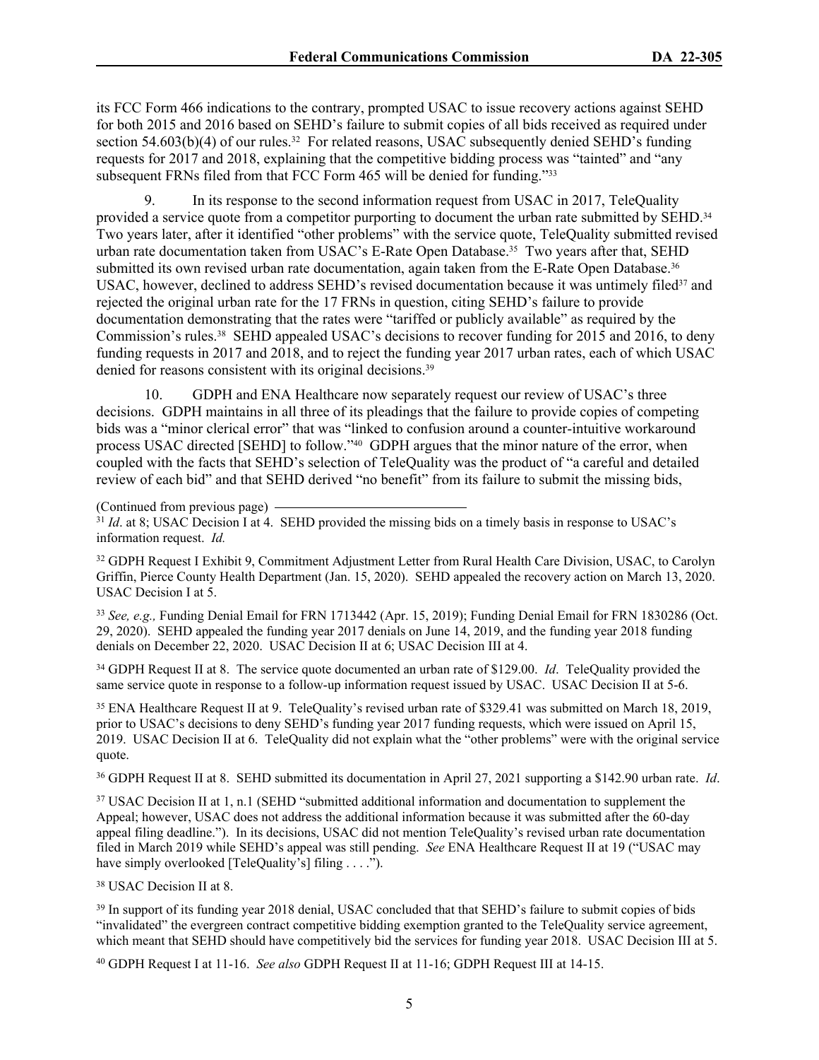its FCC Form 466 indications to the contrary, prompted USAC to issue recovery actions against SEHD for both 2015 and 2016 based on SEHD's failure to submit copies of all bids received as required under section 54.603(b)(4) of our rules.[32] For related reasons, USAC subsequently denied SEHD's funding requests for 2017 and 2018, explaining that the competitive bidding process was "tainted" and "any subsequent FRNs filed from that FCC Form 465 will be denied for funding."[33]

9. In its response to the second information request from USAC in 2017, TeleQuality provided a service quote from a competitor purporting to document the urban rate submitted by SEHD.[34] Two years later, after it identified "other problems" with the service quote, TeleQuality submitted revised urban rate documentation taken from USAC's E-Rate Open Database.[35] Two years after that, SEHD submitted its own revised urban rate documentation, again taken from the E-Rate Open Database.[36] USAC, however, declined to address SEHD's revised documentation because it was untimely filed[37] and rejected the original urban rate for the 17 FRNs in question, citing SEHD's failure to provide documentation demonstrating that the rates were "tariffed or publicly available" as required by the Commission's rules.[38] SEHD appealed USAC's decisions to recover funding for 2015 and 2016, to deny funding requests in 2017 and 2018, and to reject the funding year 2017 urban rates, each of which USAC denied for reasons consistent with its original decisions.[39]

10. GDPH and ENA Healthcare now separately request our review of USAC's three decisions. GDPH maintains in all three of its pleadings that the failure to provide copies of competing bids was a "minor clerical error" that was "linked to confusion around a counter-intuitive workaround process USAC directed [SEHD] to follow."[40] GDPH argues that the minor nature of the error, when coupled with the facts that SEHD's selection of TeleQuality was the product of "a careful and detailed review of each bid" and that SEHD derived "no benefit" from its failure to submit the missing bids,

(Continued from previous page)

[31] *Id*. at 8; USAC Decision I at 4. SEHD provided the missing bids on a timely basis in response to USAC's information request. *Id.*

[32] GDPH Request I Exhibit 9, Commitment Adjustment Letter from Rural Health Care Division, USAC, to Carolyn Griffin, Pierce County Health Department (Jan. 15, 2020). SEHD appealed the recovery action on March 13, 2020. USAC Decision I at 5.

[33] *See, e.g.,* Funding Denial Email for FRN 1713442 (Apr. 15, 2019); Funding Denial Email for FRN 1830286 (Oct. 29, 2020). SEHD appealed the funding year 2017 denials on June 14, 2019, and the funding year 2018 funding denials on December 22, 2020. USAC Decision II at 6; USAC Decision III at 4.

[34] GDPH Request II at 8. The service quote documented an urban rate of $129.00. *Id*. TeleQuality provided the same service quote in response to a follow-up information request issued by USAC. USAC Decision II at 5-6.

[35] ENA Healthcare Request II at 9. TeleQuality's revised urban rate of $329.41 was submitted on March 18, 2019, prior to USAC's decisions to deny SEHD's funding year 2017 funding requests, which were issued on April 15, 2019. USAC Decision II at 6. TeleQuality did not explain what the "other problems" were with the original service quote.

[36] GDPH Request II at 8. SEHD submitted its documentation in April 27, 2021 supporting a $142.90 urban rate. *Id*.

[37] USAC Decision II at 1, n.1 (SEHD "submitted additional information and documentation to supplement the Appeal; however, USAC does not address the additional information because it was submitted after the 60-day appeal filing deadline."). In its decisions, USAC did not mention TeleQuality's revised urban rate documentation filed in March 2019 while SEHD's appeal was still pending. *See* ENA Healthcare Request II at 19 ("USAC may have simply overlooked [TeleQuality's] filing . . . .").

[38] USAC Decision II at 8.

[39] In support of its funding year 2018 denial, USAC concluded that that SEHD's failure to submit copies of bids "invalidated" the evergreen contract competitive bidding exemption granted to the TeleQuality service agreement, which meant that SEHD should have competitively bid the services for funding year 2018. USAC Decision III at 5.

[40] GDPH Request I at 11-16. *See also* GDPH Request II at 11-16; GDPH Request III at 14-15.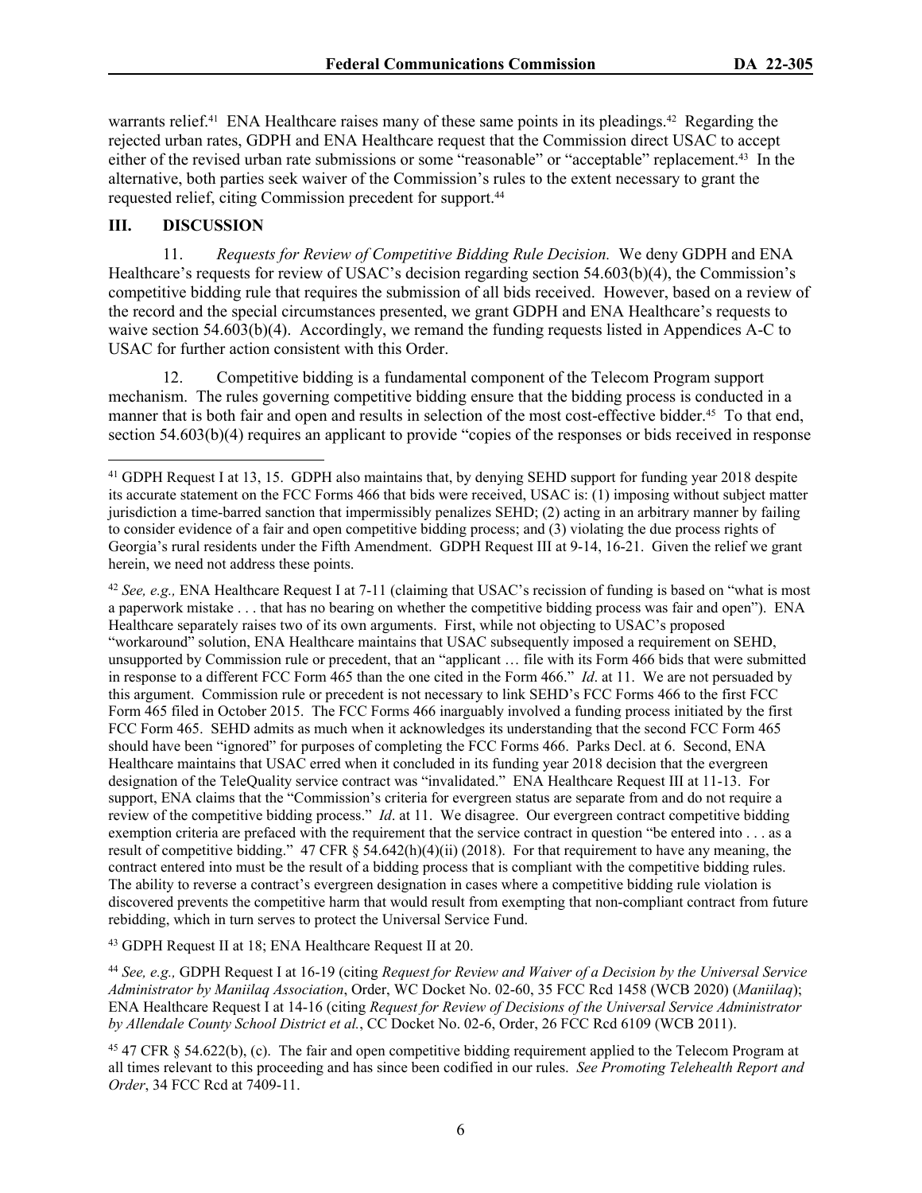warrants relief.[41] ENA Healthcare raises many of these same points in its pleadings.[42] Regarding the rejected urban rates, GDPH and ENA Healthcare request that the Commission direct USAC to accept either of the revised urban rate submissions or some "reasonable" or "acceptable" replacement.[43] In the alternative, both parties seek waiver of the Commission's rules to the extent necessary to grant the requested relief, citing Commission precedent for support.[44]

## III. DISCUSSION

11. *Requests for Review of Competitive Bidding Rule Decision.* We deny GDPH and ENA Healthcare's requests for review of USAC's decision regarding section 54.603(b)(4), the Commission's competitive bidding rule that requires the submission of all bids received. However, based on a review of the record and the special circumstances presented, we grant GDPH and ENA Healthcare's requests to waive section 54.603(b)(4). Accordingly, we remand the funding requests listed in Appendices A-C to USAC for further action consistent with this Order.

12. Competitive bidding is a fundamental component of the Telecom Program support mechanism. The rules governing competitive bidding ensure that the bidding process is conducted in a manner that is both fair and open and results in selection of the most cost-effective bidder.[45] To that end, section 54.603(b)(4) requires an applicant to provide "copies of the responses or bids received in response

---

[41] GDPH Request I at 13, 15. GDPH also maintains that, by denying SEHD support for funding year 2018 despite its accurate statement on the FCC Forms 466 that bids were received, USAC is: (1) imposing without subject matter jurisdiction a time-barred sanction that impermissibly penalizes SEHD; (2) acting in an arbitrary manner by failing to consider evidence of a fair and open competitive bidding process; and (3) violating the due process rights of Georgia's rural residents under the Fifth Amendment. GDPH Request III at 9-14, 16-21. Given the relief we grant herein, we need not address these points.

[42] *See, e.g.,* ENA Healthcare Request I at 7-11 (claiming that USAC's recission of funding is based on "what is most a paperwork mistake . . . that has no bearing on whether the competitive bidding process was fair and open"). ENA Healthcare separately raises two of its own arguments. First, while not objecting to USAC's proposed "workaround" solution, ENA Healthcare maintains that USAC subsequently imposed a requirement on SEHD, unsupported by Commission rule or precedent, that an "applicant … file with its Form 466 bids that were submitted in response to a different FCC Form 465 than the one cited in the Form 466." *Id*. at 11. We are not persuaded by this argument. Commission rule or precedent is not necessary to link SEHD's FCC Forms 466 to the first FCC Form 465 filed in October 2015. The FCC Forms 466 inarguably involved a funding process initiated by the first FCC Form 465. SEHD admits as much when it acknowledges its understanding that the second FCC Form 465 should have been "ignored" for purposes of completing the FCC Forms 466. Parks Decl. at 6. Second, ENA Healthcare maintains that USAC erred when it concluded in its funding year 2018 decision that the evergreen designation of the TeleQuality service contract was "invalidated." ENA Healthcare Request III at 11-13. For support, ENA claims that the "Commission's criteria for evergreen status are separate from and do not require a review of the competitive bidding process." *Id*. at 11. We disagree. Our evergreen contract competitive bidding exemption criteria are prefaced with the requirement that the service contract in question "be entered into . . . as a result of competitive bidding." 47 CFR § 54.642(h)(4)(ii) (2018). For that requirement to have any meaning, the contract entered into must be the result of a bidding process that is compliant with the competitive bidding rules. The ability to reverse a contract's evergreen designation in cases where a competitive bidding rule violation is discovered prevents the competitive harm that would result from exempting that non-compliant contract from future rebidding, which in turn serves to protect the Universal Service Fund.

[43] GDPH Request II at 18; ENA Healthcare Request II at 20.

[44] *See, e.g.,* GDPH Request I at 16-19 (citing *Request for Review and Waiver of a Decision by the Universal Service Administrator by Maniilaq Association*, Order, WC Docket No. 02-60, 35 FCC Rcd 1458 (WCB 2020) (*Maniilaq*); ENA Healthcare Request I at 14-16 (citing *Request for Review of Decisions of the Universal Service Administrator by Allendale County School District et al.*, CC Docket No. 02-6, Order, 26 FCC Rcd 6109 (WCB 2011).

[45] 47 CFR § 54.622(b), (c). The fair and open competitive bidding requirement applied to the Telecom Program at all times relevant to this proceeding and has since been codified in our rules. *See Promoting Telehealth Report and Order*, 34 FCC Rcd at 7409-11.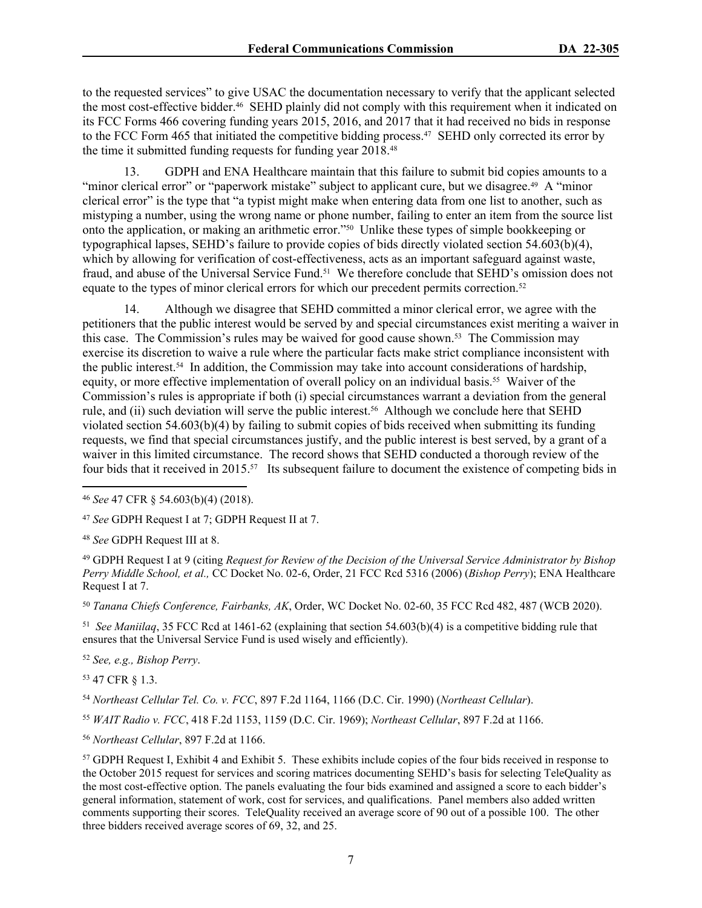to the requested services" to give USAC the documentation necessary to verify that the applicant selected the most cost-effective bidder.[46] SEHD plainly did not comply with this requirement when it indicated on its FCC Forms 466 covering funding years 2015, 2016, and 2017 that it had received no bids in response to the FCC Form 465 that initiated the competitive bidding process.[47] SEHD only corrected its error by the time it submitted funding requests for funding year 2018.[48]

13. GDPH and ENA Healthcare maintain that this failure to submit bid copies amounts to a "minor clerical error" or "paperwork mistake" subject to applicant cure, but we disagree.[49] A "minor clerical error" is the type that "a typist might make when entering data from one list to another, such as mistyping a number, using the wrong name or phone number, failing to enter an item from the source list onto the application, or making an arithmetic error."[50] Unlike these types of simple bookkeeping or typographical lapses, SEHD's failure to provide copies of bids directly violated section 54.603(b)(4), which by allowing for verification of cost-effectiveness, acts as an important safeguard against waste, fraud, and abuse of the Universal Service Fund.[51] We therefore conclude that SEHD's omission does not equate to the types of minor clerical errors for which our precedent permits correction.[52]

14. Although we disagree that SEHD committed a minor clerical error, we agree with the petitioners that the public interest would be served by and special circumstances exist meriting a waiver in this case. The Commission's rules may be waived for good cause shown.[53] The Commission may exercise its discretion to waive a rule where the particular facts make strict compliance inconsistent with the public interest.[54] In addition, the Commission may take into account considerations of hardship, equity, or more effective implementation of overall policy on an individual basis.[55] Waiver of the Commission's rules is appropriate if both (i) special circumstances warrant a deviation from the general rule, and (ii) such deviation will serve the public interest.[56] Although we conclude here that SEHD violated section 54.603(b)(4) by failing to submit copies of bids received when submitting its funding requests, we find that special circumstances justify, and the public interest is best served, by a grant of a waiver in this limited circumstance. The record shows that SEHD conducted a thorough review of the four bids that it received in 2015.[57] Its subsequent failure to document the existence of competing bids in

---

[46] *See* 47 CFR § 54.603(b)(4) (2018).

[47] *See* GDPH Request I at 7; GDPH Request II at 7.

[48] *See* GDPH Request III at 8.

[49] GDPH Request I at 9 (citing *Request for Review of the Decision of the Universal Service Administrator by Bishop Perry Middle School, et al.,* CC Docket No. 02-6, Order, 21 FCC Rcd 5316 (2006) (*Bishop Perry*); ENA Healthcare Request I at 7.

[50] *Tanana Chiefs Conference, Fairbanks, AK*, Order, WC Docket No. 02-60, 35 FCC Rcd 482, 487 (WCB 2020).

[51] *See Maniilaq*, 35 FCC Rcd at 1461-62 (explaining that section 54.603(b)(4) is a competitive bidding rule that ensures that the Universal Service Fund is used wisely and efficiently).

[52] *See, e.g., Bishop Perry*.

[53] 47 CFR § 1.3.

[54] *Northeast Cellular Tel. Co. v. FCC*, 897 F.2d 1164, 1166 (D.C. Cir. 1990) (*Northeast Cellular*).

[55] *WAIT Radio v. FCC*, 418 F.2d 1153, 1159 (D.C. Cir. 1969); *Northeast Cellular*, 897 F.2d at 1166.

[56] *Northeast Cellular*, 897 F.2d at 1166.

[57] GDPH Request I, Exhibit 4 and Exhibit 5. These exhibits include copies of the four bids received in response to the October 2015 request for services and scoring matrices documenting SEHD's basis for selecting TeleQuality as the most cost-effective option. The panels evaluating the four bids examined and assigned a score to each bidder's general information, statement of work, cost for services, and qualifications. Panel members also added written comments supporting their scores. TeleQuality received an average score of 90 out of a possible 100. The other three bidders received average scores of 69, 32, and 25.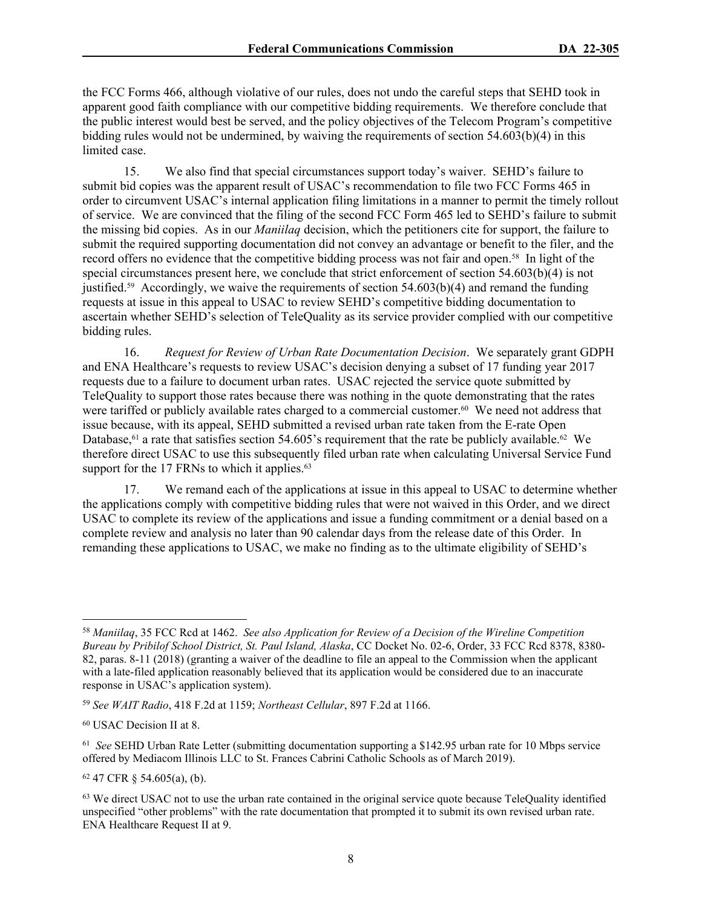the FCC Forms 466, although violative of our rules, does not undo the careful steps that SEHD took in apparent good faith compliance with our competitive bidding requirements. We therefore conclude that the public interest would best be served, and the policy objectives of the Telecom Program's competitive bidding rules would not be undermined, by waiving the requirements of section 54.603(b)(4) in this limited case.

15. We also find that special circumstances support today's waiver. SEHD's failure to submit bid copies was the apparent result of USAC's recommendation to file two FCC Forms 465 in order to circumvent USAC's internal application filing limitations in a manner to permit the timely rollout of service. We are convinced that the filing of the second FCC Form 465 led to SEHD's failure to submit the missing bid copies. As in our *Maniilaq* decision, which the petitioners cite for support, the failure to submit the required supporting documentation did not convey an advantage or benefit to the filer, and the record offers no evidence that the competitive bidding process was not fair and open.[58] In light of the special circumstances present here, we conclude that strict enforcement of section 54.603(b)(4) is not justified.[59] Accordingly, we waive the requirements of section 54.603(b)(4) and remand the funding requests at issue in this appeal to USAC to review SEHD's competitive bidding documentation to ascertain whether SEHD's selection of TeleQuality as its service provider complied with our competitive bidding rules.

16. *Request for Review of Urban Rate Documentation Decision*. We separately grant GDPH and ENA Healthcare's requests to review USAC's decision denying a subset of 17 funding year 2017 requests due to a failure to document urban rates. USAC rejected the service quote submitted by TeleQuality to support those rates because there was nothing in the quote demonstrating that the rates were tariffed or publicly available rates charged to a commercial customer.[60] We need not address that issue because, with its appeal, SEHD submitted a revised urban rate taken from the E-rate Open Database,[61] a rate that satisfies section 54.605's requirement that the rate be publicly available.[62] We therefore direct USAC to use this subsequently filed urban rate when calculating Universal Service Fund support for the 17 FRNs to which it applies.[63]

17. We remand each of the applications at issue in this appeal to USAC to determine whether the applications comply with competitive bidding rules that were not waived in this Order, and we direct USAC to complete its review of the applications and issue a funding commitment or a denial based on a complete review and analysis no later than 90 calendar days from the release date of this Order. In remanding these applications to USAC, we make no finding as to the ultimate eligibility of SEHD's

---

[58] *Maniilaq*, 35 FCC Rcd at 1462. *See also Application for Review of a Decision of the Wireline Competition Bureau by Pribilof School District, St. Paul Island, Alaska*, CC Docket No. 02-6, Order, 33 FCC Rcd 8378, 8380-82, paras. 8-11 (2018) (granting a waiver of the deadline to file an appeal to the Commission when the applicant with a late-filed application reasonably believed that its application would be considered due to an inaccurate response in USAC's application system).

[59] *See WAIT Radio*, 418 F.2d at 1159; *Northeast Cellular*, 897 F.2d at 1166.

[60] USAC Decision II at 8.

[61] *See* SEHD Urban Rate Letter (submitting documentation supporting a $142.95 urban rate for 10 Mbps service offered by Mediacom Illinois LLC to St. Frances Cabrini Catholic Schools as of March 2019).

[62] 47 CFR § 54.605(a), (b).

[63] We direct USAC not to use the urban rate contained in the original service quote because TeleQuality identified unspecified "other problems" with the rate documentation that prompted it to submit its own revised urban rate. ENA Healthcare Request II at 9.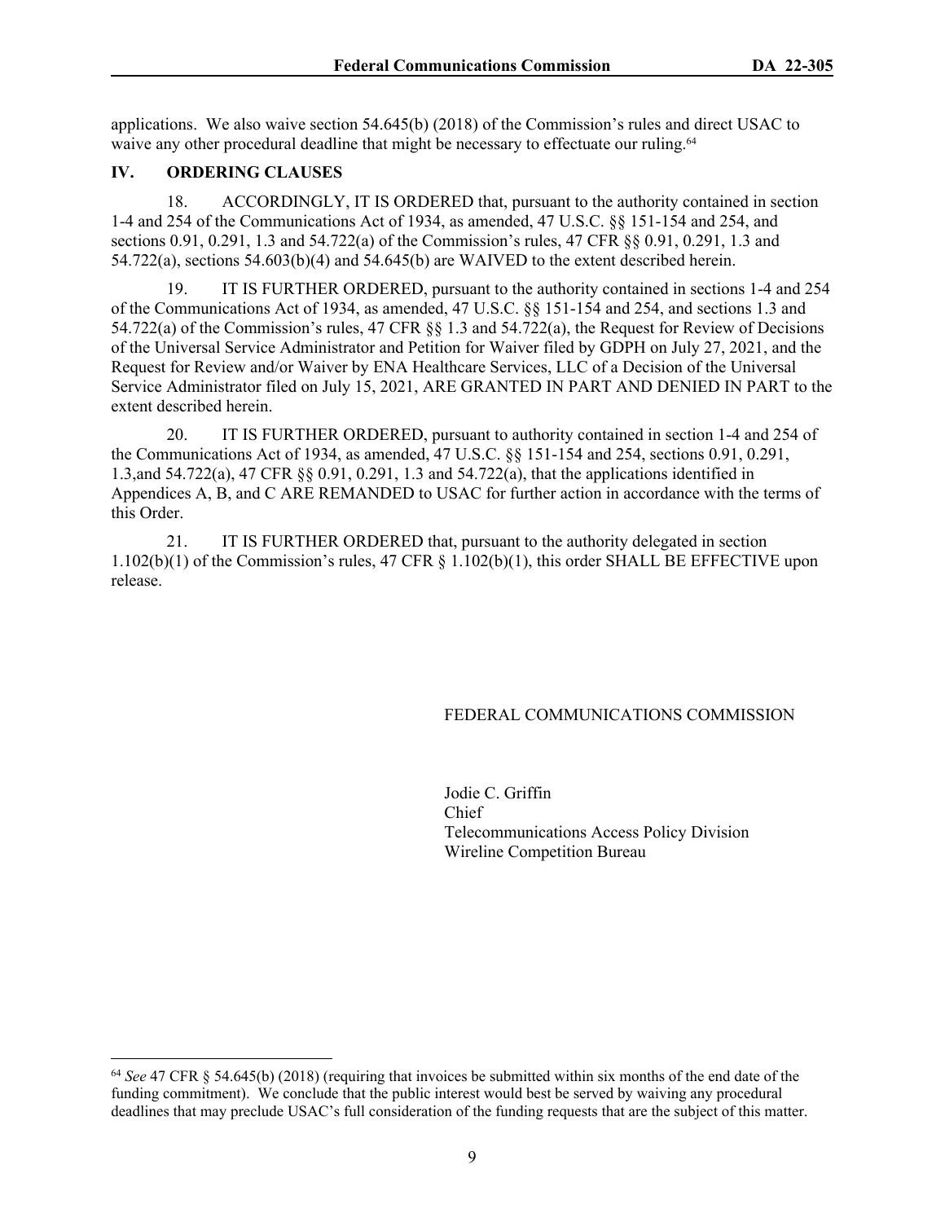applications. We also waive section 54.645(b) (2018) of the Commission's rules and direct USAC to waive any other procedural deadline that might be necessary to effectuate our ruling.[64]

## IV. ORDERING CLAUSES

18. ACCORDINGLY, IT IS ORDERED that, pursuant to the authority contained in section 1-4 and 254 of the Communications Act of 1934, as amended, 47 U.S.C. §§ 151-154 and 254, and sections 0.91, 0.291, 1.3 and 54.722(a) of the Commission's rules, 47 CFR §§ 0.91, 0.291, 1.3 and 54.722(a), sections 54.603(b)(4) and 54.645(b) are WAIVED to the extent described herein.

19. IT IS FURTHER ORDERED, pursuant to the authority contained in sections 1-4 and 254 of the Communications Act of 1934, as amended, 47 U.S.C. §§ 151-154 and 254, and sections 1.3 and 54.722(a) of the Commission's rules, 47 CFR §§ 1.3 and 54.722(a), the Request for Review of Decisions of the Universal Service Administrator and Petition for Waiver filed by GDPH on July 27, 2021, and the Request for Review and/or Waiver by ENA Healthcare Services, LLC of a Decision of the Universal Service Administrator filed on July 15, 2021, ARE GRANTED IN PART AND DENIED IN PART to the extent described herein.

20. IT IS FURTHER ORDERED, pursuant to authority contained in section 1-4 and 254 of the Communications Act of 1934, as amended, 47 U.S.C. §§ 151-154 and 254, sections 0.91, 0.291, 1.3,and 54.722(a), 47 CFR §§ 0.91, 0.291, 1.3 and 54.722(a), that the applications identified in Appendices A, B, and C ARE REMANDED to USAC for further action in accordance with the terms of this Order.

21. IT IS FURTHER ORDERED that, pursuant to the authority delegated in section 1.102(b)(1) of the Commission's rules, 47 CFR § 1.102(b)(1), this order SHALL BE EFFECTIVE upon release.

FEDERAL COMMUNICATIONS COMMISSION

Jodie C. Griffin
Chief
Telecommunications Access Policy Division
Wireline Competition Bureau

---

[64] *See* 47 CFR § 54.645(b) (2018) (requiring that invoices be submitted within six months of the end date of the funding commitment). We conclude that the public interest would best be served by waiving any procedural deadlines that may preclude USAC's full consideration of the funding requests that are the subject of this matter.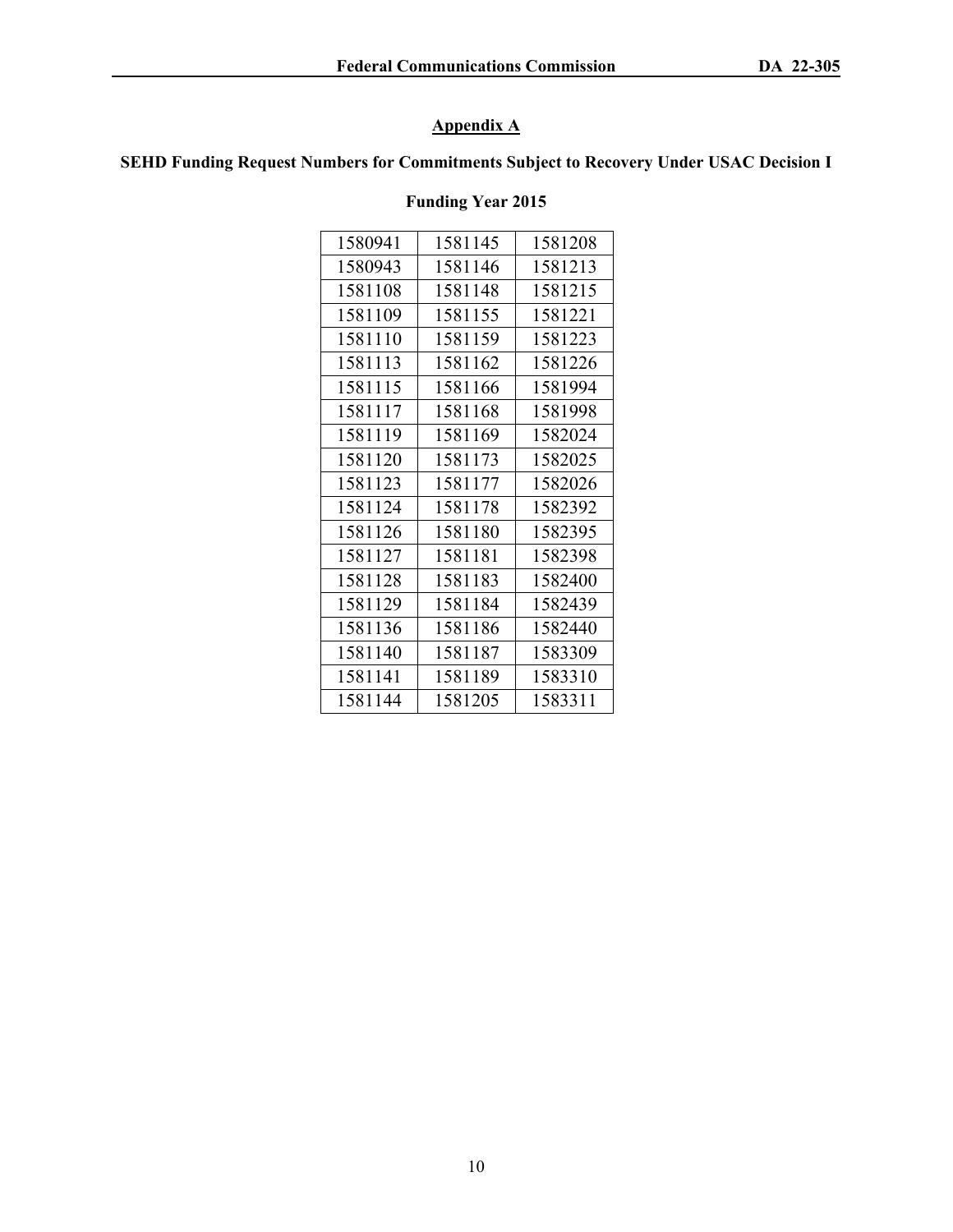## Appendix A

### SEHD Funding Request Numbers for Commitments Subject to Recovery Under USAC Decision I

### Funding Year 2015

| | | |
|---|---|---|
| 1580941 | 1581145 | 1581208 |
| 1580943 | 1581146 | 1581213 |
| 1581108 | 1581148 | 1581215 |
| 1581109 | 1581155 | 1581221 |
| 1581110 | 1581159 | 1581223 |
| 1581113 | 1581162 | 1581226 |
| 1581115 | 1581166 | 1581994 |
| 1581117 | 1581168 | 1581998 |
| 1581119 | 1581169 | 1582024 |
| 1581120 | 1581173 | 1582025 |
| 1581123 | 1581177 | 1582026 |
| 1581124 | 1581178 | 1582392 |
| 1581126 | 1581180 | 1582395 |
| 1581127 | 1581181 | 1582398 |
| 1581128 | 1581183 | 1582400 |
| 1581129 | 1581184 | 1582439 |
| 1581136 | 1581186 | 1582440 |
| 1581140 | 1581187 | 1583309 |
| 1581141 | 1581189 | 1583310 |
| 1581144 | 1581205 | 1583311 |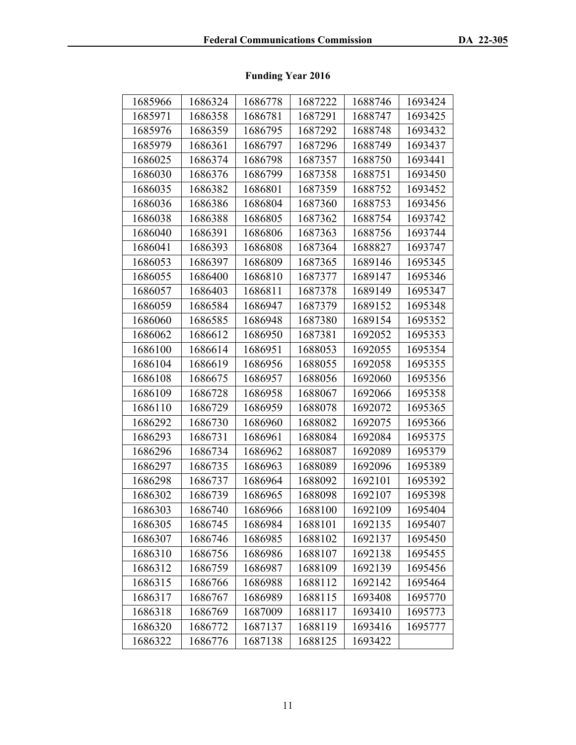**Funding Year 2016**

| | | | | | |
|---|---|---|---|---|---|
| 1685966 | 1686324 | 1686778 | 1687222 | 1688746 | 1693424 |
| 1685971 | 1686358 | 1686781 | 1687291 | 1688747 | 1693425 |
| 1685976 | 1686359 | 1686795 | 1687292 | 1688748 | 1693432 |
| 1685979 | 1686361 | 1686797 | 1687296 | 1688749 | 1693437 |
| 1686025 | 1686374 | 1686798 | 1687357 | 1688750 | 1693441 |
| 1686030 | 1686376 | 1686799 | 1687358 | 1688751 | 1693450 |
| 1686035 | 1686382 | 1686801 | 1687359 | 1688752 | 1693452 |
| 1686036 | 1686386 | 1686804 | 1687360 | 1688753 | 1693456 |
| 1686038 | 1686388 | 1686805 | 1687362 | 1688754 | 1693742 |
| 1686040 | 1686391 | 1686806 | 1687363 | 1688756 | 1693744 |
| 1686041 | 1686393 | 1686808 | 1687364 | 1688827 | 1693747 |
| 1686053 | 1686397 | 1686809 | 1687365 | 1689146 | 1695345 |
| 1686055 | 1686400 | 1686810 | 1687377 | 1689147 | 1695346 |
| 1686057 | 1686403 | 1686811 | 1687378 | 1689149 | 1695347 |
| 1686059 | 1686584 | 1686947 | 1687379 | 1689152 | 1695348 |
| 1686060 | 1686585 | 1686948 | 1687380 | 1689154 | 1695352 |
| 1686062 | 1686612 | 1686950 | 1687381 | 1692052 | 1695353 |
| 1686100 | 1686614 | 1686951 | 1688053 | 1692055 | 1695354 |
| 1686104 | 1686619 | 1686956 | 1688055 | 1692058 | 1695355 |
| 1686108 | 1686675 | 1686957 | 1688056 | 1692060 | 1695356 |
| 1686109 | 1686728 | 1686958 | 1688067 | 1692066 | 1695358 |
| 1686110 | 1686729 | 1686959 | 1688078 | 1692072 | 1695365 |
| 1686292 | 1686730 | 1686960 | 1688082 | 1692075 | 1695366 |
| 1686293 | 1686731 | 1686961 | 1688084 | 1692084 | 1695375 |
| 1686296 | 1686734 | 1686962 | 1688087 | 1692089 | 1695379 |
| 1686297 | 1686735 | 1686963 | 1688089 | 1692096 | 1695389 |
| 1686298 | 1686737 | 1686964 | 1688092 | 1692101 | 1695392 |
| 1686302 | 1686739 | 1686965 | 1688098 | 1692107 | 1695398 |
| 1686303 | 1686740 | 1686966 | 1688100 | 1692109 | 1695404 |
| 1686305 | 1686745 | 1686984 | 1688101 | 1692135 | 1695407 |
| 1686307 | 1686746 | 1686985 | 1688102 | 1692137 | 1695450 |
| 1686310 | 1686756 | 1686986 | 1688107 | 1692138 | 1695455 |
| 1686312 | 1686759 | 1686987 | 1688109 | 1692139 | 1695456 |
| 1686315 | 1686766 | 1686988 | 1688112 | 1692142 | 1695464 |
| 1686317 | 1686767 | 1686989 | 1688115 | 1693408 | 1695770 |
| 1686318 | 1686769 | 1687009 | 1688117 | 1693410 | 1695773 |
| 1686320 | 1686772 | 1687137 | 1688119 | 1693416 | 1695777 |
| 1686322 | 1686776 | 1687138 | 1688125 | 1693422 | |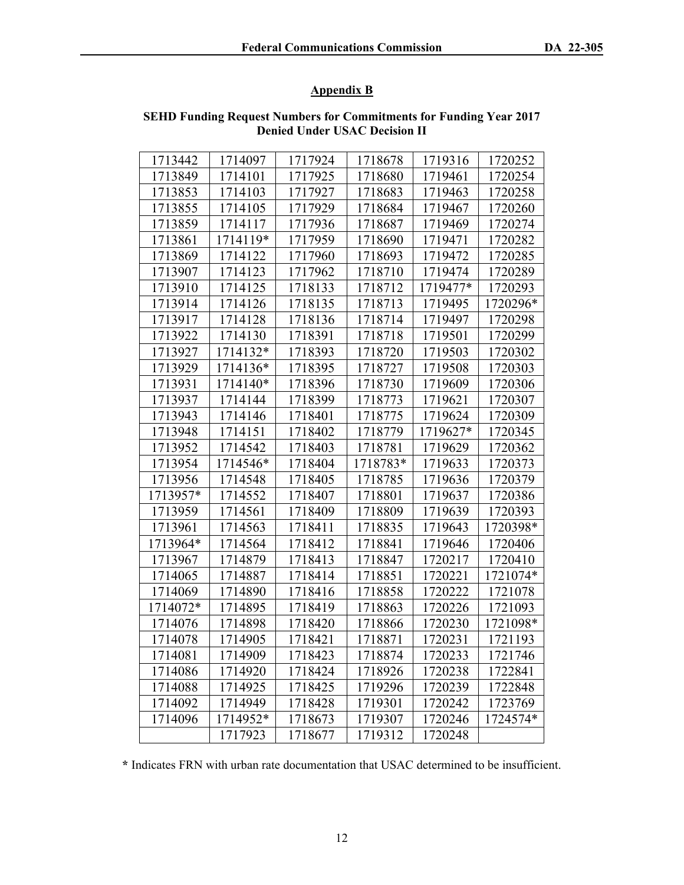## Appendix B

**SEHD Funding Request Numbers for Commitments for Funding Year 2017 Denied Under USAC Decision II**

| | | | | | |
|---|---|---|---|---|---|
| 1713442 | 1714097 | 1717924 | 1718678 | 1719316 | 1720252 |
| 1713849 | 1714101 | 1717925 | 1718680 | 1719461 | 1720254 |
| 1713853 | 1714103 | 1717927 | 1718683 | 1719463 | 1720258 |
| 1713855 | 1714105 | 1717929 | 1718684 | 1719467 | 1720260 |
| 1713859 | 1714117 | 1717936 | 1718687 | 1719469 | 1720274 |
| 1713861 | 1714119* | 1717959 | 1718690 | 1719471 | 1720282 |
| 1713869 | 1714122 | 1717960 | 1718693 | 1719472 | 1720285 |
| 1713907 | 1714123 | 1717962 | 1718710 | 1719474 | 1720289 |
| 1713910 | 1714125 | 1718133 | 1718712 | 1719477* | 1720293 |
| 1713914 | 1714126 | 1718135 | 1718713 | 1719495 | 1720296* |
| 1713917 | 1714128 | 1718136 | 1718714 | 1719497 | 1720298 |
| 1713922 | 1714130 | 1718391 | 1718718 | 1719501 | 1720299 |
| 1713927 | 1714132* | 1718393 | 1718720 | 1719503 | 1720302 |
| 1713929 | 1714136* | 1718395 | 1718727 | 1719508 | 1720303 |
| 1713931 | 1714140* | 1718396 | 1718730 | 1719609 | 1720306 |
| 1713937 | 1714144 | 1718399 | 1718773 | 1719621 | 1720307 |
| 1713943 | 1714146 | 1718401 | 1718775 | 1719624 | 1720309 |
| 1713948 | 1714151 | 1718402 | 1718779 | 1719627* | 1720345 |
| 1713952 | 1714542 | 1718403 | 1718781 | 1719629 | 1720362 |
| 1713954 | 1714546* | 1718404 | 1718783* | 1719633 | 1720373 |
| 1713956 | 1714548 | 1718405 | 1718785 | 1719636 | 1720379 |
| 1713957* | 1714552 | 1718407 | 1718801 | 1719637 | 1720386 |
| 1713959 | 1714561 | 1718409 | 1718809 | 1719639 | 1720393 |
| 1713961 | 1714563 | 1718411 | 1718835 | 1719643 | 1720398* |
| 1713964* | 1714564 | 1718412 | 1718841 | 1719646 | 1720406 |
| 1713967 | 1714879 | 1718413 | 1718847 | 1720217 | 1720410 |
| 1714065 | 1714887 | 1718414 | 1718851 | 1720221 | 1721074* |
| 1714069 | 1714890 | 1718416 | 1718858 | 1720222 | 1721078 |
| 1714072* | 1714895 | 1718419 | 1718863 | 1720226 | 1721093 |
| 1714076 | 1714898 | 1718420 | 1718866 | 1720230 | 1721098* |
| 1714078 | 1714905 | 1718421 | 1718871 | 1720231 | 1721193 |
| 1714081 | 1714909 | 1718423 | 1718874 | 1720233 | 1721746 |
| 1714086 | 1714920 | 1718424 | 1718926 | 1720238 | 1722841 |
| 1714088 | 1714925 | 1718425 | 1719296 | 1720239 | 1722848 |
| 1714092 | 1714949 | 1718428 | 1719301 | 1720242 | 1723769 |
| 1714096 | 1714952* | 1718673 | 1719307 | 1720246 | 1724574* |
| | 1717923 | 1718677 | 1719312 | 1720248 | |

**\*** Indicates FRN with urban rate documentation that USAC determined to be insufficient.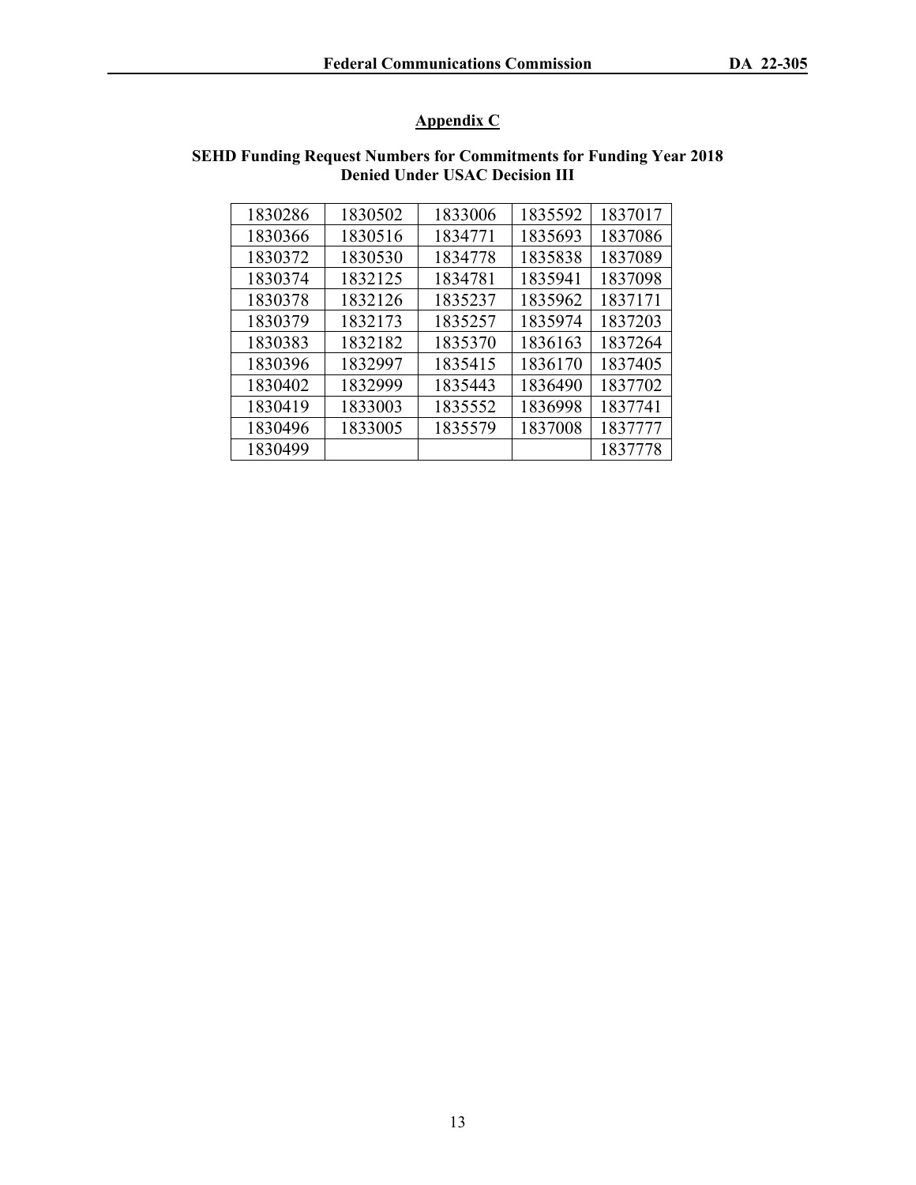## Appendix C

**SEHD Funding Request Numbers for Commitments for Funding Year 2018 Denied Under USAC Decision III**

| | | | | |
|---|---|---|---|---|
| 1830286 | 1830502 | 1833006 | 1835592 | 1837017 |
| 1830366 | 1830516 | 1834771 | 1835693 | 1837086 |
| 1830372 | 1830530 | 1834778 | 1835838 | 1837089 |
| 1830374 | 1832125 | 1834781 | 1835941 | 1837098 |
| 1830378 | 1832126 | 1835237 | 1835962 | 1837171 |
| 1830379 | 1832173 | 1835257 | 1835974 | 1837203 |
| 1830383 | 1832182 | 1835370 | 1836163 | 1837264 |
| 1830396 | 1832997 | 1835415 | 1836170 | 1837405 |
| 1830402 | 1832999 | 1835443 | 1836490 | 1837702 |
| 1830419 | 1833003 | 1835552 | 1836998 | 1837741 |
| 1830496 | 1833005 | 1835579 | 1837008 | 1837777 |
| 1830499 | | | | 1837778 |